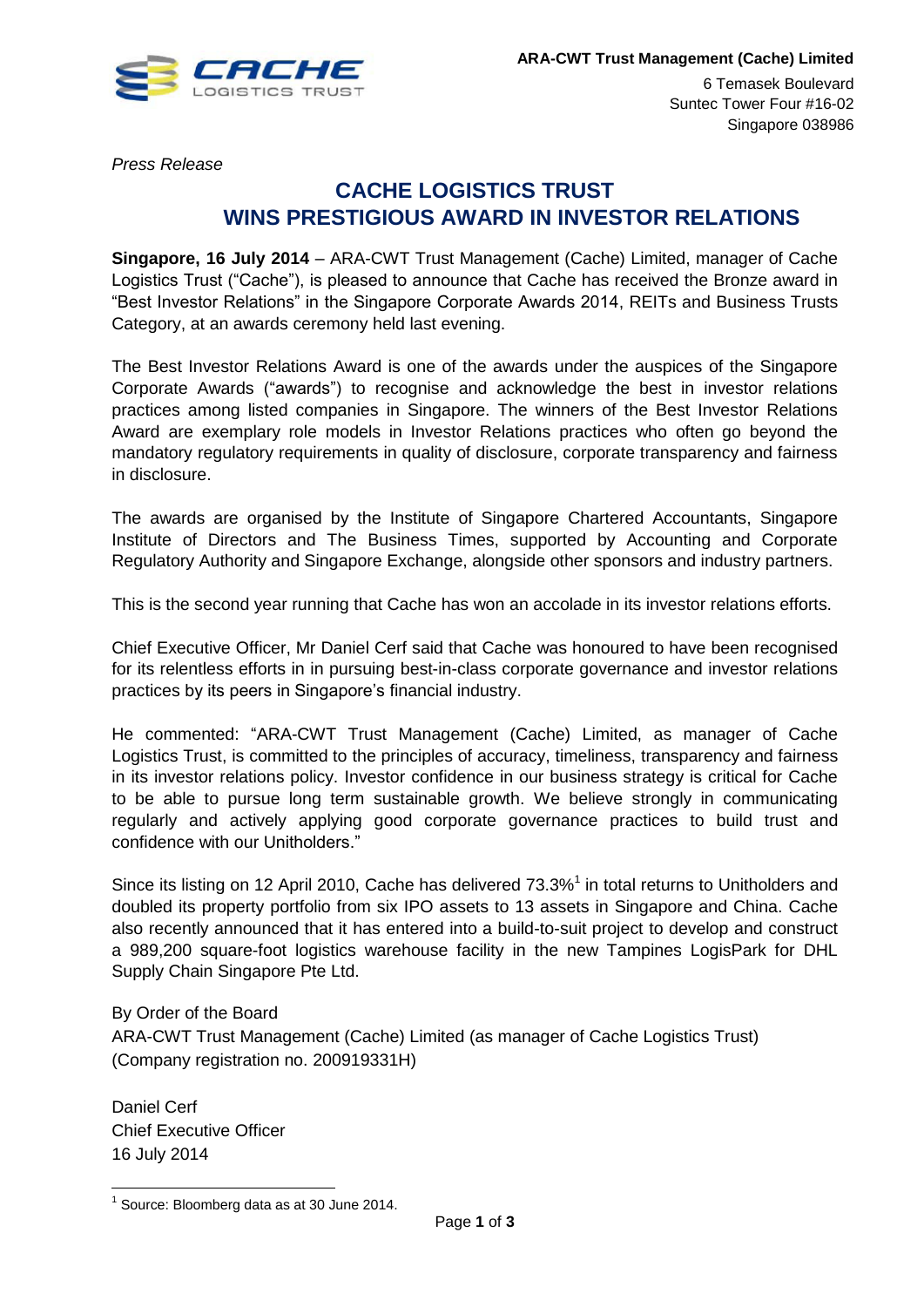**ARA-CWT Trust Management (Cache) Limited**

6 Temasek Boulevard
Suntec Tower Four #16-02
Singapore 038986

*Press Release*

# CACHE LOGISTICS TRUST WINS PRESTIGIOUS AWARD IN INVESTOR RELATIONS

**Singapore, 16 July 2014** – ARA-CWT Trust Management (Cache) Limited, manager of Cache Logistics Trust ("Cache"), is pleased to announce that Cache has received the Bronze award in "Best Investor Relations" in the Singapore Corporate Awards 2014, REITs and Business Trusts Category, at an awards ceremony held last evening.

The Best Investor Relations Award is one of the awards under the auspices of the Singapore Corporate Awards ("awards") to recognise and acknowledge the best in investor relations practices among listed companies in Singapore. The winners of the Best Investor Relations Award are exemplary role models in Investor Relations practices who often go beyond the mandatory regulatory requirements in quality of disclosure, corporate transparency and fairness in disclosure.

The awards are organised by the Institute of Singapore Chartered Accountants, Singapore Institute of Directors and The Business Times, supported by Accounting and Corporate Regulatory Authority and Singapore Exchange, alongside other sponsors and industry partners.

This is the second year running that Cache has won an accolade in its investor relations efforts.

Chief Executive Officer, Mr Daniel Cerf said that Cache was honoured to have been recognised for its relentless efforts in in pursuing best-in-class corporate governance and investor relations practices by its peers in Singapore's financial industry.

He commented: "ARA-CWT Trust Management (Cache) Limited, as manager of Cache Logistics Trust, is committed to the principles of accuracy, timeliness, transparency and fairness in its investor relations policy. Investor confidence in our business strategy is critical for Cache to be able to pursue long term sustainable growth. We believe strongly in communicating regularly and actively applying good corporate governance practices to build trust and confidence with our Unitholders."

Since its listing on 12 April 2010, Cache has delivered 73.3%[1] in total returns to Unitholders and doubled its property portfolio from six IPO assets to 13 assets in Singapore and China. Cache also recently announced that it has entered into a build-to-suit project to develop and construct a 989,200 square-foot logistics warehouse facility in the new Tampines LogisPark for DHL Supply Chain Singapore Pte Ltd.

By Order of the Board
ARA-CWT Trust Management (Cache) Limited (as manager of Cache Logistics Trust)
(Company registration no. 200919331H)

Daniel Cerf
Chief Executive Officer
16 July 2014

---

[1] Source: Bloomberg data as at 30 June 2014.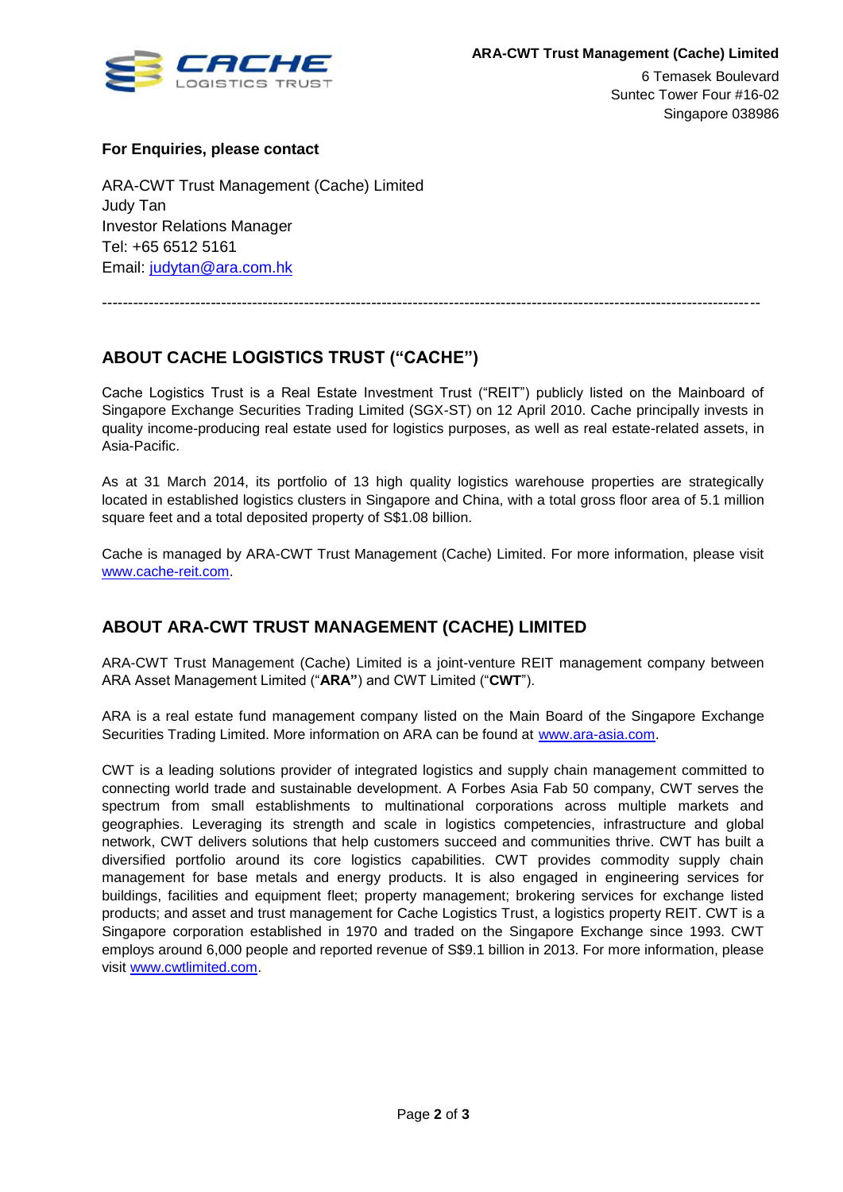**ARA-CWT Trust Management (Cache) Limited**

6 Temasek Boulevard
Suntec Tower Four #16-02
Singapore 038986

**For Enquiries, please contact**

ARA-CWT Trust Management (Cache) Limited
Judy Tan
Investor Relations Manager
Tel: +65 6512 5161
Email: judytan@ara.com.hk

---

## ABOUT CACHE LOGISTICS TRUST ("CACHE")

Cache Logistics Trust is a Real Estate Investment Trust ("REIT") publicly listed on the Mainboard of Singapore Exchange Securities Trading Limited (SGX-ST) on 12 April 2010. Cache principally invests in quality income-producing real estate used for logistics purposes, as well as real estate-related assets, in Asia-Pacific.

As at 31 March 2014, its portfolio of 13 high quality logistics warehouse properties are strategically located in established logistics clusters in Singapore and China, with a total gross floor area of 5.1 million square feet and a total deposited property of S$1.08 billion.

Cache is managed by ARA-CWT Trust Management (Cache) Limited. For more information, please visit www.cache-reit.com.

## ABOUT ARA-CWT TRUST MANAGEMENT (CACHE) LIMITED

ARA-CWT Trust Management (Cache) Limited is a joint-venture REIT management company between ARA Asset Management Limited ("**ARA**") and CWT Limited ("**CWT**").

ARA is a real estate fund management company listed on the Main Board of the Singapore Exchange Securities Trading Limited. More information on ARA can be found at www.ara-asia.com.

CWT is a leading solutions provider of integrated logistics and supply chain management committed to connecting world trade and sustainable development. A Forbes Asia Fab 50 company, CWT serves the spectrum from small establishments to multinational corporations across multiple markets and geographies. Leveraging its strength and scale in logistics competencies, infrastructure and global network, CWT delivers solutions that help customers succeed and communities thrive. CWT has built a diversified portfolio around its core logistics capabilities. CWT provides commodity supply chain management for base metals and energy products. It is also engaged in engineering services for buildings, facilities and equipment fleet; property management; brokering services for exchange listed products; and asset and trust management for Cache Logistics Trust, a logistics property REIT. CWT is a Singapore corporation established in 1970 and traded on the Singapore Exchange since 1993. CWT employs around 6,000 people and reported revenue of S$9.1 billion in 2013. For more information, please visit www.cwtlimited.com.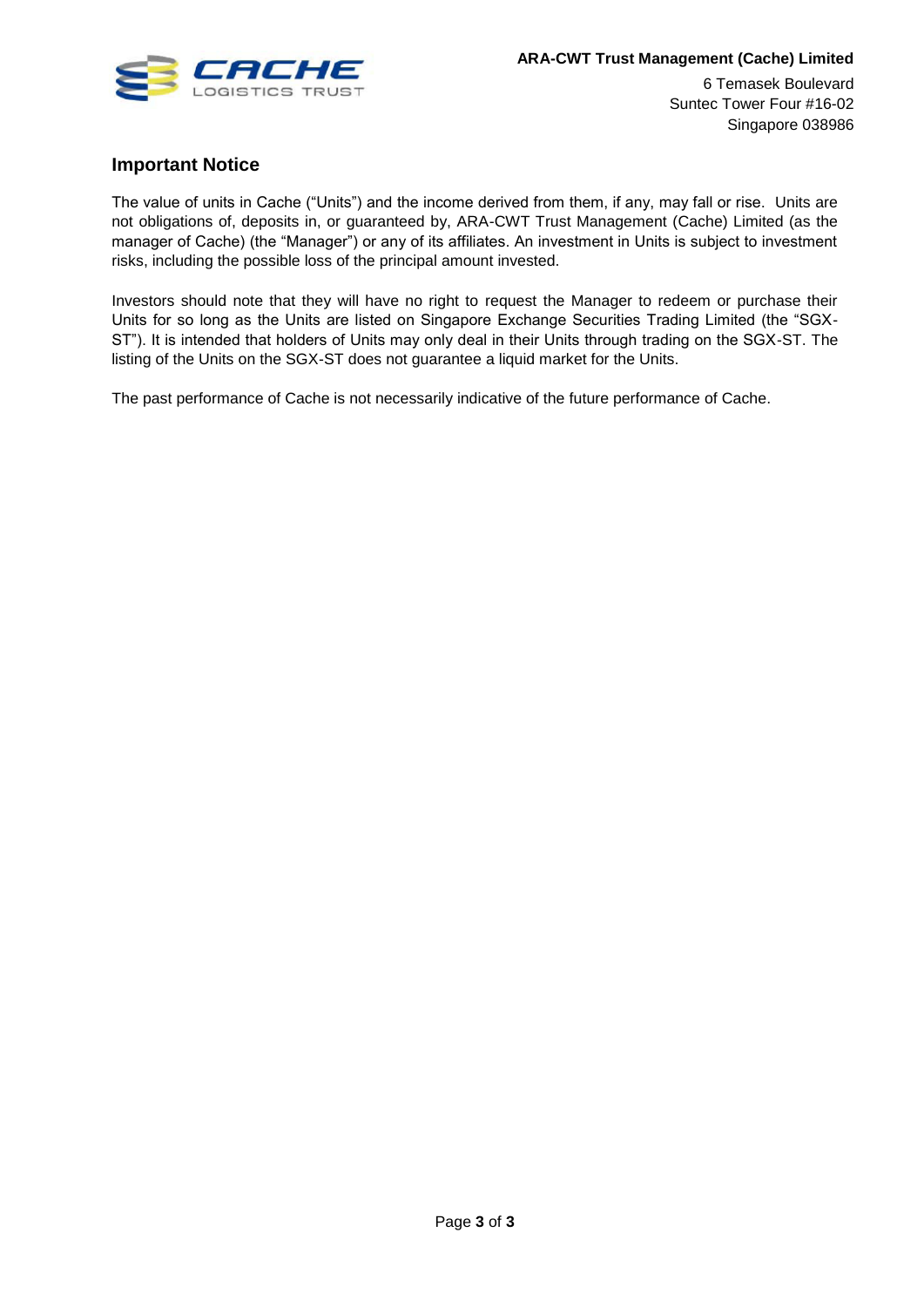**ARA-CWT Trust Management (Cache) Limited**

6 Temasek Boulevard
Suntec Tower Four #16-02
Singapore 038986

## Important Notice

The value of units in Cache ("Units") and the income derived from them, if any, may fall or rise. Units are not obligations of, deposits in, or guaranteed by, ARA-CWT Trust Management (Cache) Limited (as the manager of Cache) (the "Manager") or any of its affiliates. An investment in Units is subject to investment risks, including the possible loss of the principal amount invested.

Investors should note that they will have no right to request the Manager to redeem or purchase their Units for so long as the Units are listed on Singapore Exchange Securities Trading Limited (the "SGX-ST"). It is intended that holders of Units may only deal in their Units through trading on the SGX-ST. The listing of the Units on the SGX-ST does not guarantee a liquid market for the Units.

The past performance of Cache is not necessarily indicative of the future performance of Cache.